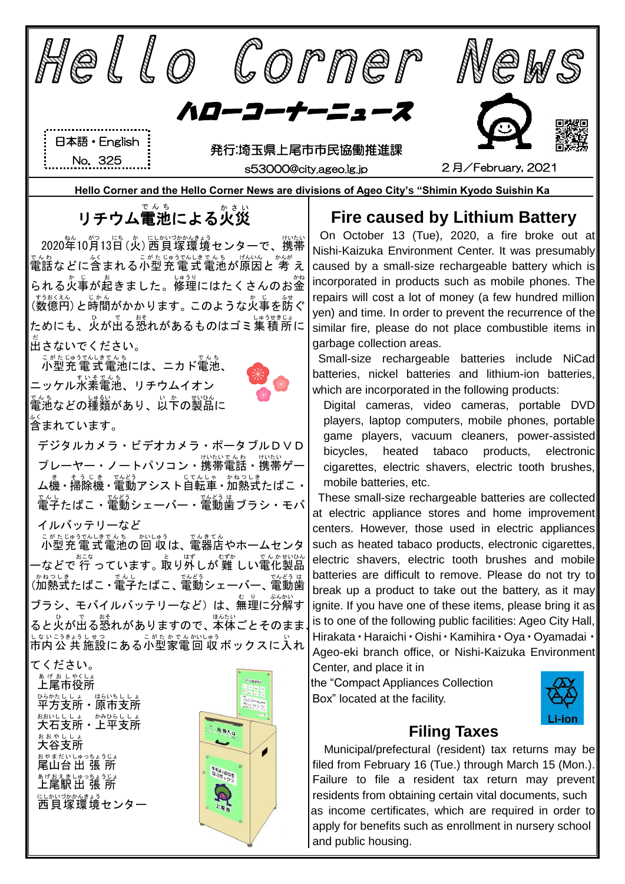# Hello Corner News

## ハローコーナーニュース

日本語・English
No. 325

発行:埼玉県上尾市市民協働推進課
s53000@city.ageo.lg.jp

２月／February, 2021

**Hello Corner and the Hello Corner News are divisions of Ageo City's "Shimin Kyodo Suishin Ka**

## リチウム電池による火災

2020年10月13日（火）西貝塚環境センターで、携帯電話などに含まれる小型充電式電池が原因と考えられる火事が起きました。修理にはたくさんのお金（数億円）と時間がかかります。このような火事を防ぐためにも、火が出る恐れがあるものはゴミ集積所に出さないでください。

小型充電式電池には、ニカド電池、ニッケル水素電池、リチウムイオン電池などの種類があり、以下の製品に含まれています。

デジタルカメラ・ビデオカメラ・ポータブルＤＶＤプレーヤー・ノートパソコン・携帯電話・携帯ゲーム機・掃除機・電動アシスト自転車・加熱式たばこ・電子たばこ・電動シェーバー・電動歯ブラシ・モバイルバッテリーなど

小型充電式電池の回収は、電器店やホームセンターなどで行っています。取り外しが難しい電化製品（加熱式たばこ・電子たばこ、電動シェーバー、電動歯ブラシ、モバイルバッテリーなど）は、無理に分解すると火が出る恐れがありますので、本体ごとそのまま、市内公共施設にある小型家電回収ボックスに入れてください。

上尾市役所
平方支所・原市支所
大石支所・上平支所
大谷支所
尾山台出張所
上尾駅出張所
西貝塚環境センター

## Fire caused by Lithium Battery

On October 13 (Tue), 2020, a fire broke out at Nishi-Kaizuka Environment Center. It was presumably caused by a small-size rechargeable battery which is incorporated in products such as mobile phones. The repairs will cost a lot of money (a few hundred million yen) and time. In order to prevent the recurrence of the similar fire, please do not place combustible items in garbage collection areas.

Small-size rechargeable batteries include NiCad batteries, nickel batteries and lithium-ion batteries, which are incorporated in the following products:

Digital cameras, video cameras, portable DVD players, laptop computers, mobile phones, portable game players, vacuum cleaners, power-assisted bicycles, heated tabaco products, electronic cigarettes, electric shavers, electric tooth brushes, mobile batteries, etc.

These small-size rechargeable batteries are collected at electric appliance stores and home improvement centers. However, those used in electric appliances such as heated tabaco products, electronic cigarettes, electric shavers, electric tooth brushes and mobile batteries are difficult to remove. Please do not try to break up a product to take out the battery, as it may ignite. If you have one of these items, please bring it as is to one of the following public facilities: Ageo City Hall, Hirakata・Haraichi・Oishi・Kamihira・Oya・Oyamadai・Ageo-eki branch office, or Nishi-Kaizuka Environment Center, and place it in the "Compact Appliances Collection Box" located at the facility.

Li-ion

## Filing Taxes

Municipal/prefectural (resident) tax returns may be filed from February 16 (Tue.) through March 15 (Mon.). Failure to file a resident tax return may prevent residents from obtaining certain vital documents, such as income certificates, which are required in order to apply for benefits such as enrollment in nursery school and public housing.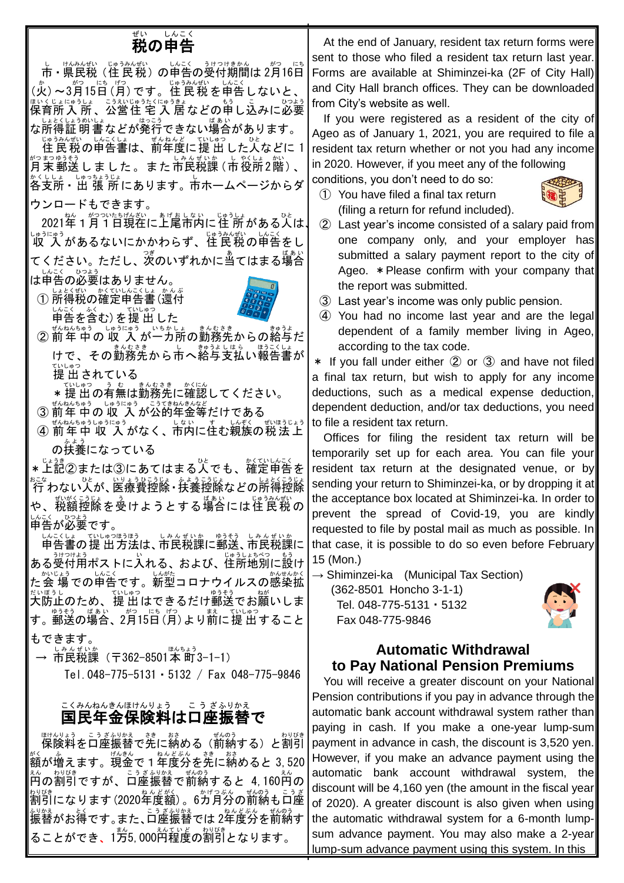# 税の申告

市・県民税（住民税）の申告の受付期間は2月16日(火)～3月15日(月)です。住民税を申告しないと、保育所入所、公営住宅入居などの申し込みに必要な所得証明書などが発行できない場合があります。

住民税の申告書は、前年度に提出した人などに1月末郵送しました。また市民税課（市役所2階）、各支所・出張所にあります。市ホームページからダウンロードもできます。

2021年1月1日現在に上尾市内に住所がある人は、収入があるないにかかわらず、住民税の申告をしてください。ただし、次のいずれかに当てはまる場合は申告の必要はありません。

① 所得税の確定申告書(還付申告を含む)を提出した

② 前年中の収入が一カ所の勤務先からの給与だけで、その勤務先から市へ給与支払い報告書が提出されている
　＊提出の有無は勤務先に確認してください。

③ 前年中の収入が公的年金等だけである

④ 前年中収入がなく、市内に住む親族の税法上の扶養になっている

＊上記②または③にあてはまる人でも、確定申告を行わない人が、医療費控除・扶養控除などの所得控除や、税額控除を受けようとする場合には住民税の申告が必要です。

申告書の提出方法は、市民税課に郵送、市民税課にある受付用ポストに入れる、および、住所地別に設けた会場での申告です。新型コロナウイルスの感染拡大防止のため、提出はできるだけ郵送でお願いします。郵送の場合、2月15日(月)より前に提出することもできます。

→ 市民税課（〒362-8501本町3-1-1）
Tel. 048-775-5131・5132 / Fax 048-775-9846

# 国民年金保険料は口座振替で

保険料を口座振替で先に納める（前納する）と割引額が増えます。現金で1年度分を先に納めると3,520円の割引ですが、口座振替で前納すると4,160円の割引になります(2020年度額)。6カ月分の前納も口座振替がお得です。また、口座振替では2年度分を前納することができ、1万5,000円程度の割引となります。

At the end of January, resident tax return forms were sent to those who filed a resident tax return last year. Forms are available at Shiminzei-ka (2F of City Hall) and City Hall branch offices. They can be downloaded from City's website as well.

If you were registered as a resident of the city of Ageo as of January 1, 2021, you are required to file a resident tax return whether or not you had any income in 2020. However, if you meet any of the following conditions, you don't need to do so:

① You have filed a final tax return (filing a return for refund included).

② Last year's income consisted of a salary paid from one company only, and your employer has submitted a salary payment report to the city of Ageo. ＊Please confirm with your company that the report was submitted.

③ Last year's income was only public pension.

④ You had no income last year and are the legal dependent of a family member living in Ageo, according to the tax code.

＊ If you fall under either ② or ③ and have not filed a final tax return, but wish to apply for any income deductions, such as a medical expense deduction, dependent deduction, and/or tax deductions, you need to file a resident tax return.

Offices for filing the resident tax return will be temporarily set up for each area. You can file your resident tax return at the designated venue, or by sending your return to Shiminzei-ka, or by dropping it at the acceptance box located at Shiminzei-ka. In order to prevent the spread of Covid-19, you are kindly requested to file by postal mail as much as possible. In that case, it is possible to do so even before February 15 (Mon.)

→ Shiminzei-ka (Municipal Tax Section)
(362-8501 Honcho 3-1-1)
Tel. 048-775-5131・5132
Fax 048-775-9846

# Automatic Withdrawal to Pay National Pension Premiums

You will receive a greater discount on your National Pension contributions if you pay in advance through the automatic bank account withdrawal system rather than paying in cash. If you make a one-year lump-sum payment in advance in cash, the discount is 3,520 yen. However, if you make an advance payment using the automatic bank account withdrawal system, the discount will be 4,160 yen (the amount in the fiscal year of 2020). A greater discount is also given when using the automatic withdrawal system for a 6-month lump-sum advance payment. You may also make a 2-year lump-sum advance payment using this system. In this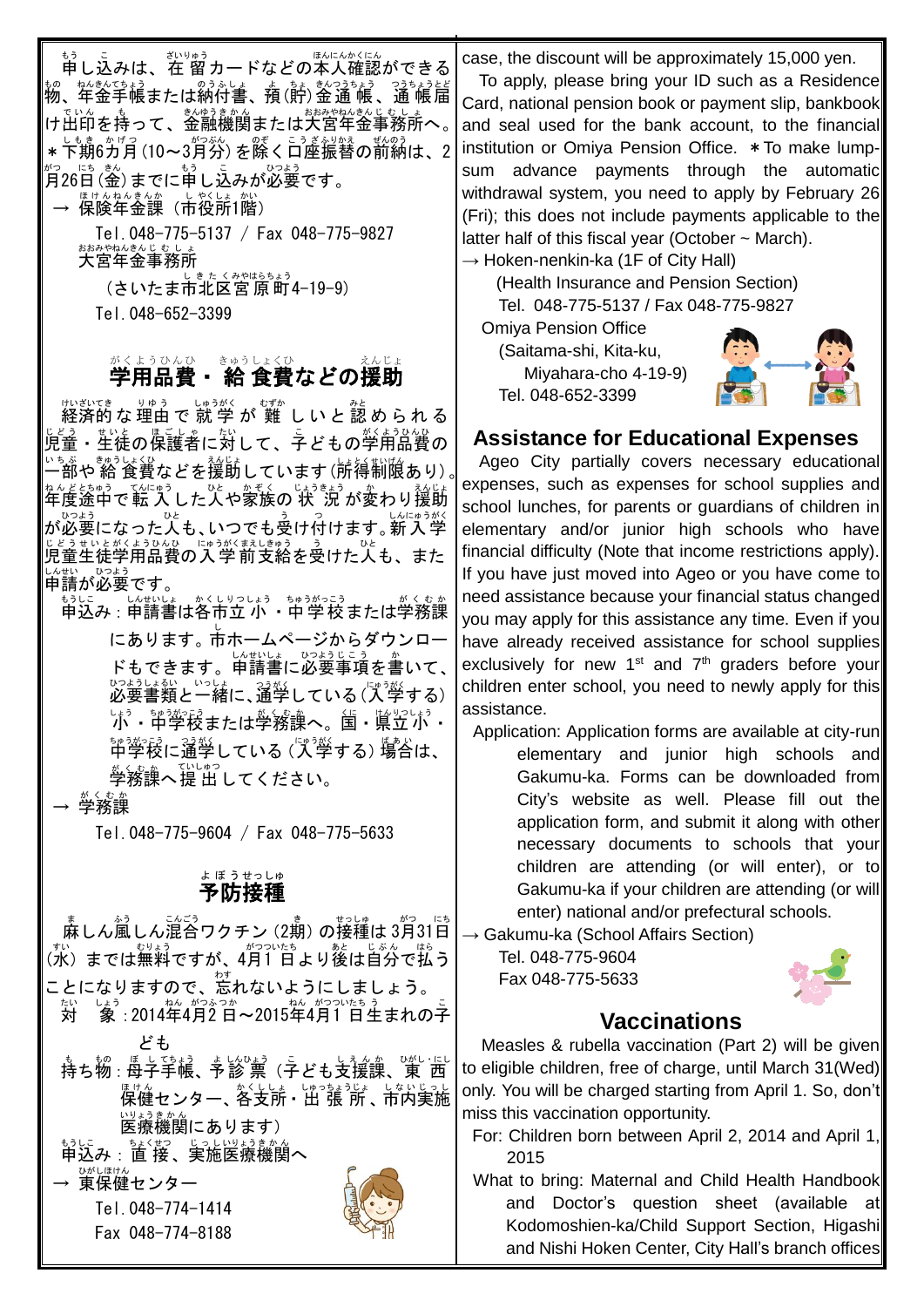申し込みは、在留カードなどの本人確認ができる物、年金手帳または納付書、預(貯)金通帳、通帳届け出印を持って、金融機関または大宮年金事務所へ。
＊下期6カ月(10～3月分)を除く口座振替の前納は、2月26日(金)までに申し込みが必要です。

→ 保険年金課（市役所1階）
Tel.048-775-5137 / Fax 048-775-9827
大宮年金事務所
（さいたま市北区宮原町4-19-9）
Tel.048-652-3399

## 学用品費・給食費などの援助

経済的な理由で就学が難しいと認められる児童・生徒の保護者に対して、子どもの学用品費の一部や給食費などを援助しています(所得制限あり)。年度途中で転入した人や家族の状況が変わり援助が必要になった人も、いつでも受け付けます。新入学児童生徒学用品費の入学前支給を受けた人も、また申請が必要です。

申込み：申請書は各市立小・中学校または学務課にあります。市ホームページからダウンロードもできます。申請書に必要事項を書いて、必要書類と一緒に、通学している(入学する)小・中学校または学務課へ。国・県立小・中学校に通学している(入学する)場合は、学務課へ提出してください。

→ 学務課
Tel.048-775-9604 / Fax 048-775-5633

## 予防接種

麻しん風しん混合ワクチン(2期)の接種は3月31日(水)までは無料ですが、4月1日より後は自分で払うことになりますので、忘れないようにしましょう。

対　象：2014年4月2日～2015年4月1日生まれの子ども

持ち物：母子手帳、予診票（子ども支援課、東・西保健センター、各支所・出張所、市内実施医療機関にあります）

申込み：直接、実施医療機関へ

→ 東保健センター
Tel.048-774-1414
Fax 048-774-8188

case, the discount will be approximately 15,000 yen.

To apply, please bring your ID such as a Residence Card, national pension book or payment slip, bankbook and seal used for the bank account, to the financial institution or Omiya Pension Office. ＊To make lump-sum advance payments through the automatic withdrawal system, you need to apply by February 26 (Fri); this does not include payments applicable to the latter half of this fiscal year (October ~ March).

→ Hoken-nenkin-ka (1F of City Hall)
(Health Insurance and Pension Section)
Tel. 048-775-5137 / Fax 048-775-9827
Omiya Pension Office
(Saitama-shi, Kita-ku, Miyahara-cho 4-19-9)
Tel. 048-652-3399

## Assistance for Educational Expenses

Ageo City partially covers necessary educational expenses, such as expenses for school supplies and school lunches, for parents or guardians of children in elementary and/or junior high schools who have financial difficulty (Note that income restrictions apply). If you have just moved into Ageo or you have come to need assistance because your financial status changed you may apply for this assistance any time. Even if you have already received assistance for school supplies exclusively for new 1st and 7th graders before your children enter school, you need to newly apply for this assistance.

Application: Application forms are available at city-run elementary and junior high schools and Gakumu-ka. Forms can be downloaded from City's website as well. Please fill out the application form, and submit it along with other necessary documents to schools that your children are attending (or will enter), or to Gakumu-ka if your children are attending (or will enter) national and/or prefectural schools.

→ Gakumu-ka (School Affairs Section)
Tel. 048-775-9604
Fax 048-775-5633

## Vaccinations

Measles & rubella vaccination (Part 2) will be given to eligible children, free of charge, until March 31(Wed) only. You will be charged starting from April 1. So, don't miss this vaccination opportunity.

For: Children born between April 2, 2014 and April 1, 2015

What to bring: Maternal and Child Health Handbook and Doctor's question sheet (available at Kodomoshien-ka/Child Support Section, Higashi and Nishi Hoken Center, City Hall's branch offices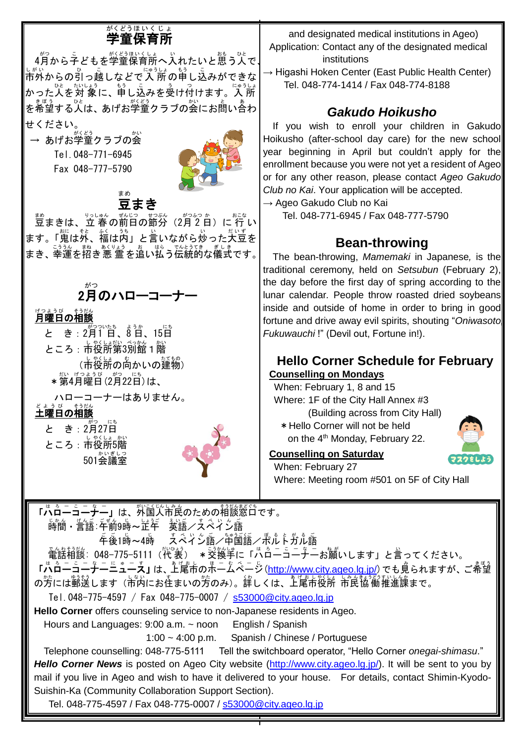## 学童保育所

4月から子どもを学童保育所へ入れたいと思う人で、市外からの引っ越しなどで入所の申し込みができなかった人を対象に、申し込みを受け付けます。入所を希望する人は、あげお学童クラブの会にお問い合わせください。

→ あげお学童クラブの会
Tel. 048-771-6945
Fax 048-777-5790

## 豆まき

豆まきは、立春の前日の節分（2月2日）に行います。「鬼は外、福は内」と言いながら炒った大豆をまき、幸運を招き悪霊を追い払う伝統的な儀式です。

## 2月のハローコーナー

**月曜日の相談**

とき：2月1日、8日、15日
ところ：市役所第3別館１階
（市役所の向かいの建物）
＊第4月曜日（2月22日）は、ハローコーナーはありません。

**土曜日の相談**

とき：2月27日
ところ：市役所5階 501会議室

and designated medical institutions in Ageo)
Application: Contact any of the designated medical institutions
→ Higashi Hoken Center (East Public Health Center)
Tel. 048-774-1414 / Fax 048-774-8188

## *Gakudo Hoikusho*

If you wish to enroll your children in Gakudo Hoikusho (after-school day care) for the new school year beginning in April but couldn't apply for the enrollment because you were not yet a resident of Ageo or for any other reason, please contact *Ageo Gakudo Club no Kai*. Your application will be accepted.
→ Ageo Gakudo Club no Kai
Tel. 048-771-6945 / Fax 048-777-5790

## Bean-throwing

The bean-throwing, *Mamemaki* in Japanese, is the traditional ceremony, held on *Setsubun* (February 2), the day before the first day of spring according to the lunar calendar. People throw roasted dried soybeans inside and outside of home in order to bring in good fortune and drive away evil spirits, shouting "*Oniwasoto Fukuwachi* !" (Devil out, Fortune in!).

## Hello Corner Schedule for February

**Counselling on Mondays**

When: February 1, 8 and 15
Where: 1F of the City Hall Annex #3
(Building across from City Hall)
＊Hello Corner will not be held on the 4th Monday, February 22.

**Counselling on Saturday**

When: February 27
Where: Meeting room #501 on 5F of City Hall

---

「ハローコーナー」は、外国人市民のための相談窓口です。
時間・言語：午前9時～正午　英語／スペイン語
　　　　　　午後1時～4時　スペイン語／中国語／ポルトガル語
電話相談：048-775-5111（代表）　＊交換手に「ハローコーナーお願いします」と言ってください。
「ハローコーナーニュース」は、上尾市のホームページ（http://www.city.ageo.lg.jp/）でも見られますが、ご希望の方には郵送します（市内にお住まいの方のみ）。詳しくは、上尾市役所 市民協働推進課まで。
Tel. 048-775-4597 / Fax 048-775-0007 / s53000@city.ageo.lg.jp

**Hello Corner** offers counseling service to non-Japanese residents in Ageo.
Hours and Languages: 9:00 a.m. ~ noon　English / Spanish
1:00 ~ 4:00 p.m.　Spanish / Chinese / Portuguese
Telephone counselling: 048-775-5111　Tell the switchboard operator, "Hello Corner *onegai-shimasu*."
***Hello Corner News*** is posted on Ageo City website (http://www.city.ageo.lg.jp/). It will be sent to you by mail if you live in Ageo and wish to have it delivered to your house. For details, contact Shimin-Kyodo-Suishin-Ka (Community Collaboration Support Section).
Tel. 048-775-4597 / Fax 048-775-0007 / s53000@city.ageo.lg.jp